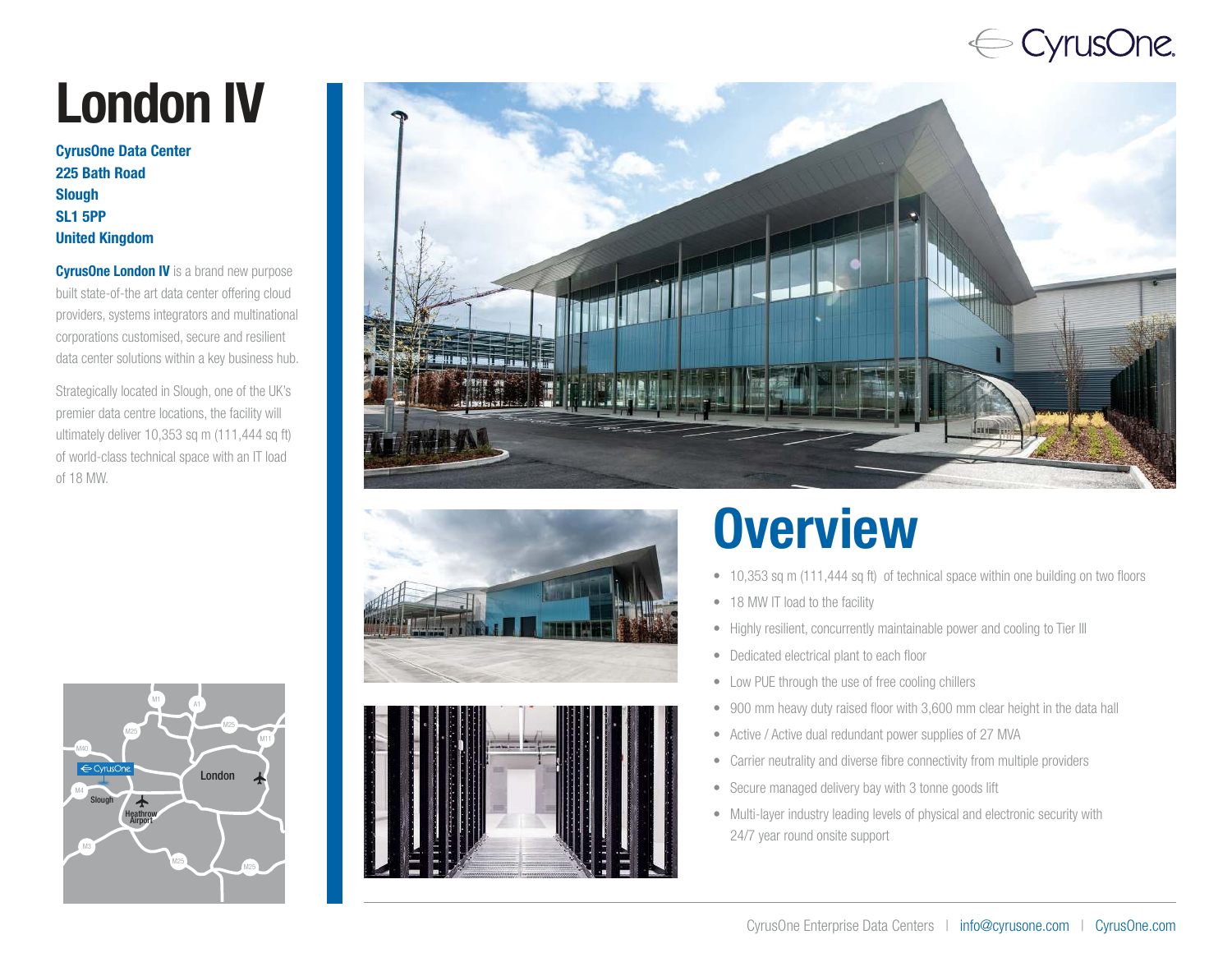# London IV

**CyrusOne Data Center**
**225 Bath Road**
**Slough**
**SL1 5PP**
**United Kingdom**

**CyrusOne London IV** is a brand new purpose built state-of-the art data center offering cloud providers, systems integrators and multinational corporations customised, secure and resilient data center solutions within a key business hub.

Strategically located in Slough, one of the UK's premier data centre locations, the facility will ultimately deliver 10,353 sq m (111,444 sq ft) of world-class technical space with an IT load of 18 MW.

## Overview

- 10,353 sq m (111,444 sq ft) of technical space within one building on two floors
- 18 MW IT load to the facility
- Highly resilient, concurrently maintainable power and cooling to Tier III
- Dedicated electrical plant to each floor
- Low PUE through the use of free cooling chillers
- 900 mm heavy duty raised floor with 3,600 mm clear height in the data hall
- Active / Active dual redundant power supplies of 27 MVA
- Carrier neutrality and diverse fibre connectivity from multiple providers
- Secure managed delivery bay with 3 tonne goods lift
- Multi-layer industry leading levels of physical and electronic security with 24/7 year round onsite support

CyrusOne Enterprise Data Centers | info@cyrusone.com | CyrusOne.com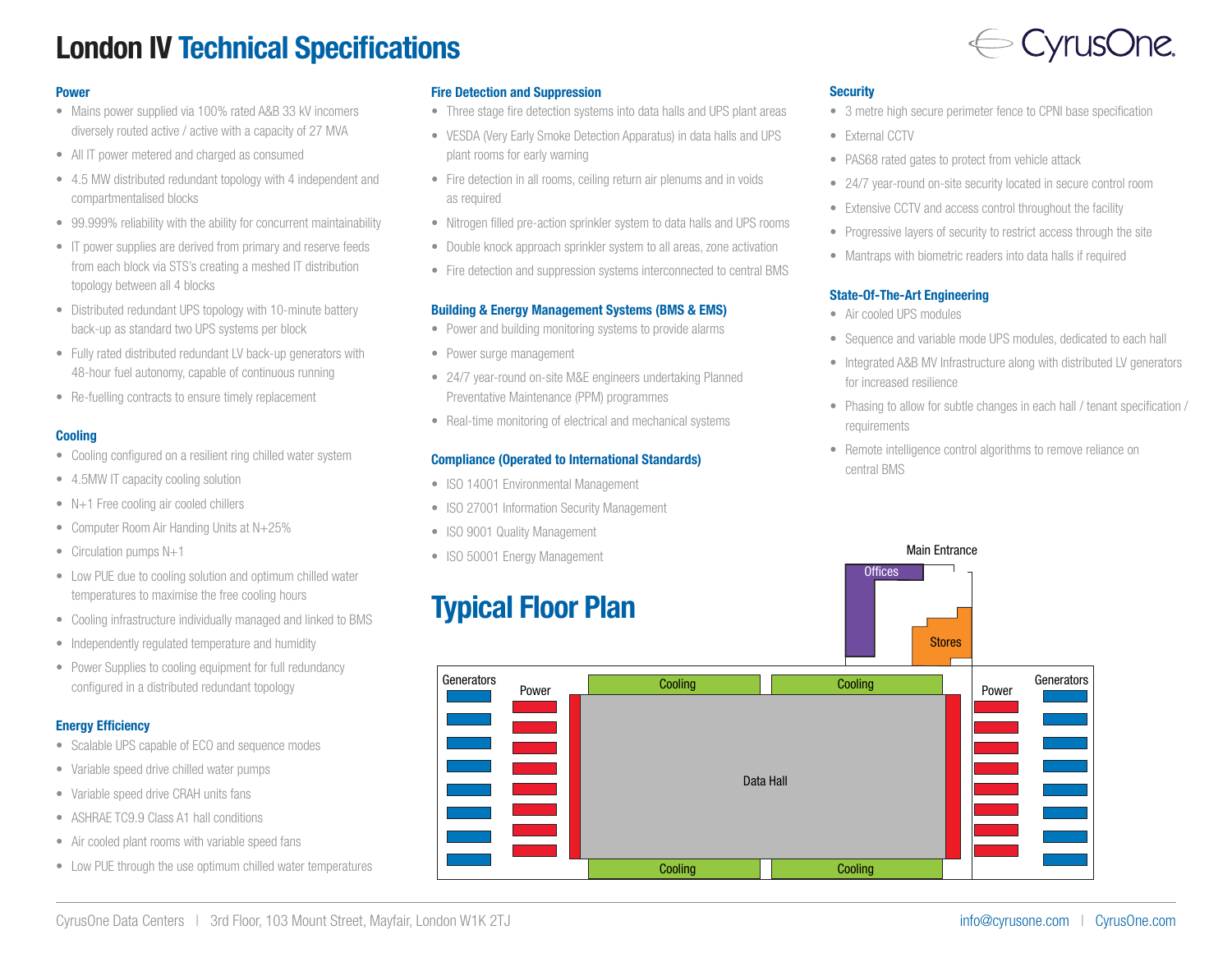# London IV Technical Specifications

## Power

- Mains power supplied via 100% rated A&B 33 kV incomers diversely routed active / active with a capacity of 27 MVA
- All IT power metered and charged as consumed
- 4.5 MW distributed redundant topology with 4 independent and compartmentalised blocks
- 99.999% reliability with the ability for concurrent maintainability
- IT power supplies are derived from primary and reserve feeds from each block via STS's creating a meshed IT distribution topology between all 4 blocks
- Distributed redundant UPS topology with 10-minute battery back-up as standard two UPS systems per block
- Fully rated distributed redundant LV back-up generators with 48-hour fuel autonomy, capable of continuous running
- Re-fuelling contracts to ensure timely replacement

## Cooling

- Cooling configured on a resilient ring chilled water system
- 4.5MW IT capacity cooling solution
- N+1 Free cooling air cooled chillers
- Computer Room Air Handing Units at N+25%
- Circulation pumps N+1
- Low PUE due to cooling solution and optimum chilled water temperatures to maximise the free cooling hours
- Cooling infrastructure individually managed and linked to BMS
- Independently regulated temperature and humidity
- Power Supplies to cooling equipment for full redundancy configured in a distributed redundant topology

## Energy Efficiency

- Scalable UPS capable of ECO and sequence modes
- Variable speed drive chilled water pumps
- Variable speed drive CRAH units fans
- ASHRAE TC9.9 Class A1 hall conditions
- Air cooled plant rooms with variable speed fans
- Low PUE through the use optimum chilled water temperatures

## Fire Detection and Suppression

- Three stage fire detection systems into data halls and UPS plant areas
- VESDA (Very Early Smoke Detection Apparatus) in data halls and UPS plant rooms for early warning
- Fire detection in all rooms, ceiling return air plenums and in voids as required
- Nitrogen filled pre-action sprinkler system to data halls and UPS rooms
- Double knock approach sprinkler system to all areas, zone activation
- Fire detection and suppression systems interconnected to central BMS

## Building & Energy Management Systems (BMS & EMS)

- Power and building monitoring systems to provide alarms
- Power surge management
- 24/7 year-round on-site M&E engineers undertaking Planned Preventative Maintenance (PPM) programmes
- Real-time monitoring of electrical and mechanical systems

## Compliance (Operated to International Standards)

- ISO 14001 Environmental Management
- ISO 27001 Information Security Management
- ISO 9001 Quality Management
- ISO 50001 Energy Management

## Security

- 3 metre high secure perimeter fence to CPNI base specification
- External CCTV
- PAS68 rated gates to protect from vehicle attack
- 24/7 year-round on-site security located in secure control room
- Extensive CCTV and access control throughout the facility
- Progressive layers of security to restrict access through the site
- Mantraps with biometric readers into data halls if required

## State-Of-The-Art Engineering

- Air cooled UPS modules
- Sequence and variable mode UPS modules, dedicated to each hall
- Integrated A&B MV Infrastructure along with distributed LV generators for increased resilience
- Phasing to allow for subtle changes in each hall / tenant specification / requirements
- Remote intelligence control algorithms to remove reliance on central BMS

# Typical Floor Plan

Main Entrance
Offices
Stores
Generators
Power
Cooling
Cooling
Data Hall
Cooling
Cooling
Power
Generators

CyrusOne Data Centers | 3rd Floor, 103 Mount Street, Mayfair, London W1K 2TJ

info@cyrusone.com | CyrusOne.com